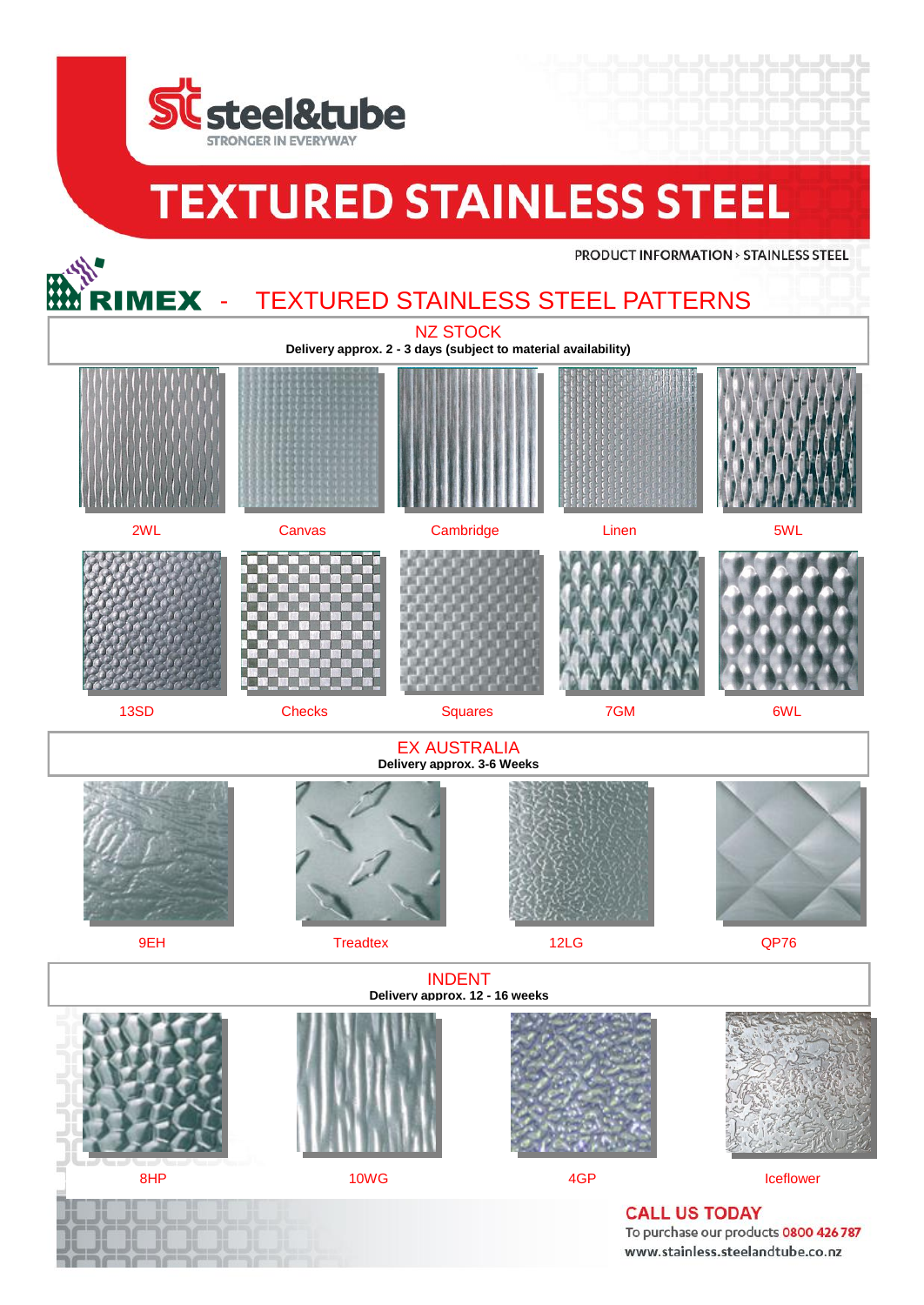steel&tube

STRONGER IN EVERYWAY

# TEXTURED STAINLESS STEEL

PRODUCT INFORMATION > STAINLESS STEEL

## RIMEX - TEXTURED STAINLESS STEEL PATTERNS

### NZ STOCK

**Delivery approx. 2 - 3 days (subject to material availability)**

2WL

Canvas

Cambridge

Linen

5WL

13SD

Checks

Squares

7GM

6WL

### EX AUSTRALIA

**Delivery approx. 3-6 Weeks**

9EH

Treadtex

12LG

QP76

### INDENT

**Delivery approx. 12 - 16 weeks**

8HP

10WG

4GP

Iceflower

**CALL US TODAY**

To purchase our products 0800 426 787

www.stainless.steelandtube.co.nz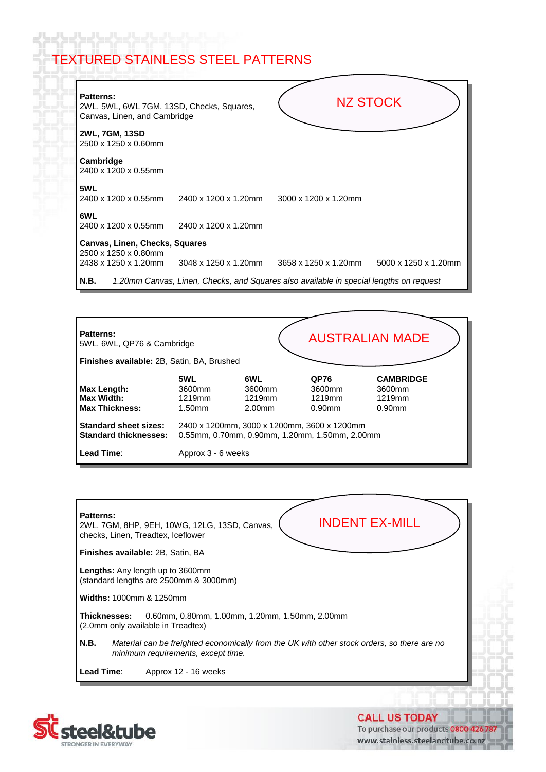# TEXTURED STAINLESS STEEL PATTERNS

## NZ STOCK

**Patterns:**
2WL, 5WL, 6WL 7GM, 13SD, Checks, Squares, Canvas, Linen, and Cambridge

**2WL, 7GM, 13SD**
2500 x 1250 x 0.60mm

**Cambridge**
2400 x 1200 x 0.55mm

**5WL**
2400 x 1200 x 0.55mm    2400 x 1200 x 1.20mm    3000 x 1200 x 1.20mm

**6WL**
2400 x 1200 x 0.55mm    2400 x 1200 x 1.20mm

**Canvas, Linen, Checks, Squares**
2500 x 1250 x 0.80mm
2438 x 1250 x 1.20mm    3048 x 1250 x 1.20mm    3658 x 1250 x 1.20mm    5000 x 1250 x 1.20mm

**N.B.** *1.20mm Canvas, Linen, Checks, and Squares also available in special lengths on request*

## AUSTRALIAN MADE

**Patterns:**
5WL, 6WL, QP76 & Cambridge

**Finishes available:** 2B, Satin, BA, Brushed

| | 5WL | 6WL | QP76 | CAMBRIDGE |
|---|---|---|---|---|
| **Max Length:** | 3600mm | 3600mm | 3600mm | 3600mm |
| **Max Width:** | 1219mm | 1219mm | 1219mm | 1219mm |
| **Max Thickness:** | 1.50mm | 2.00mm | 0.90mm | 0.90mm |

**Standard sheet sizes:** 2400 x 1200mm, 3000 x 1200mm, 3600 x 1200mm
**Standard thicknesses:** 0.55mm, 0.70mm, 0.90mm, 1.20mm, 1.50mm, 2.00mm

**Lead Time**: Approx 3 - 6 weeks

## INDENT EX-MILL

**Patterns:**
2WL, 7GM, 8HP, 9EH, 10WG, 12LG, 13SD, Canvas, checks, Linen, Treadtex, Iceflower

**Finishes available:** 2B, Satin, BA

**Lengths:** Any length up to 3600mm
(standard lengths are 2500mm & 3000mm)

**Widths:** 1000mm & 1250mm

**Thicknesses:** 0.60mm, 0.80mm, 1.00mm, 1.20mm, 1.50mm, 2.00mm
(2.0mm only available in Treadtex)

**N.B.** *Material can be freighted economically from the UK with other stock orders, so there are no minimum requirements, except time.*

**Lead Time**: Approx 12 - 16 weeks

steel&tube
STRONGER IN EVERYWAY

**CALL US TODAY**
To purchase our products 0800 426787
www.stainless.steelandtube.co.nz